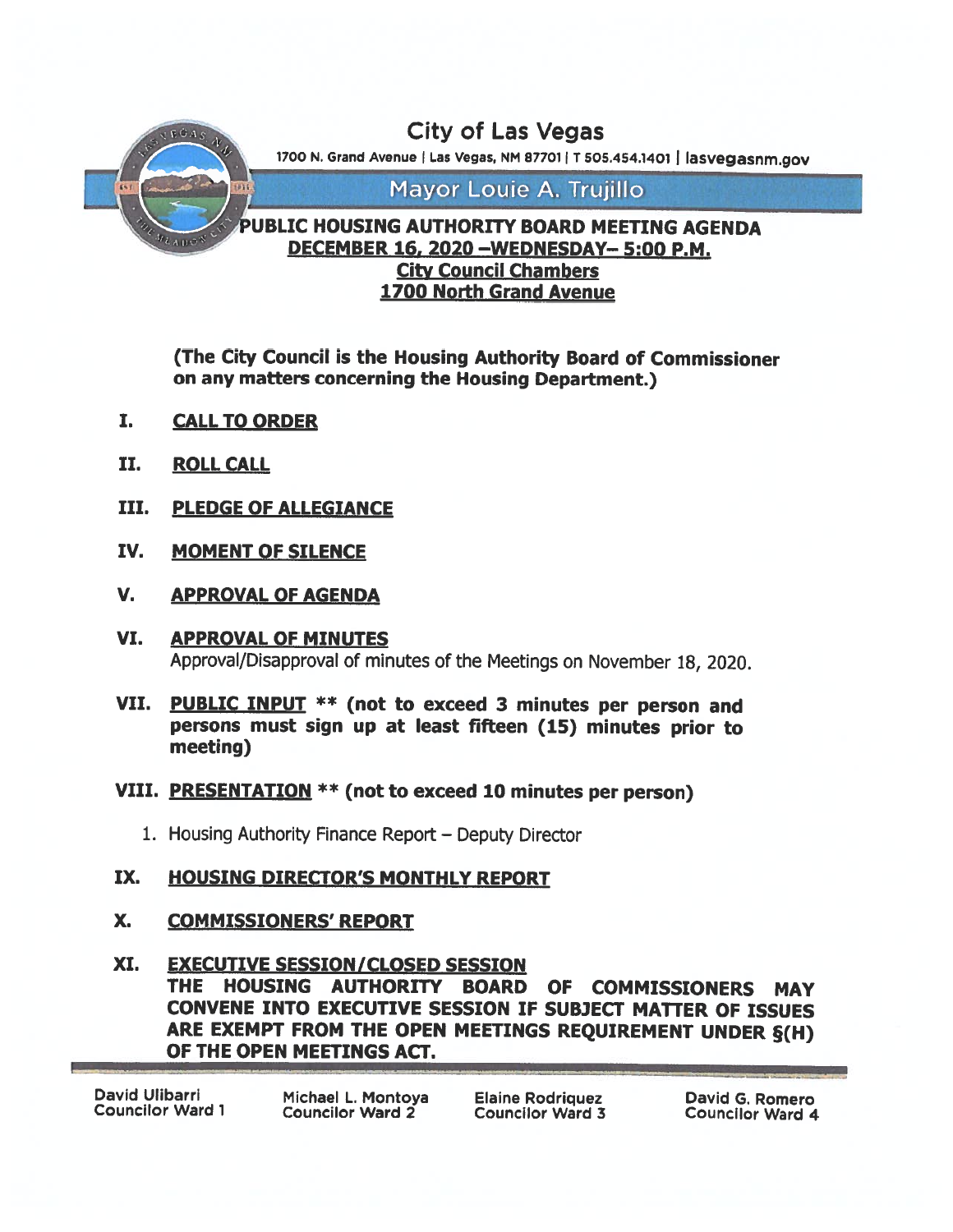# City of Las Vegas

1700 N. Grand Avenue | Las Vegas, NM 87701 | T 505.454.1401 | lasvegasnm.gov

## Mayor Louie A. Trujillo

## PUBLIC HOUSING AUTHORITY BOARD MEETING AGENDA

**DECEMBER 16, 2020 –WEDNESDAY– 5:00 P.M.**

**City Council Chambers**

**1700 North Grand Avenue**

**(The City Council is the Housing Authority Board of Commissioner on any matters concerning the Housing Department.)**

I. **CALL TO ORDER**

II. **ROLL CALL**

III. **PLEDGE OF ALLEGIANCE**

IV. **MOMENT OF SILENCE**

V. **APPROVAL OF AGENDA**

VI. **APPROVAL OF MINUTES**
Approval/Disapproval of minutes of the Meetings on November 18, 2020.

VII. **PUBLIC INPUT** ** **(not to exceed 3 minutes per person and persons must sign up at least fifteen (15) minutes prior to meeting)**

VIII. **PRESENTATION** ** **(not to exceed 10 minutes per person)**

1. Housing Authority Finance Report – Deputy Director

IX. **HOUSING DIRECTOR'S MONTHLY REPORT**

X. **COMMISSIONERS' REPORT**

XI. **EXECUTIVE SESSION/CLOSED SESSION**
**THE HOUSING AUTHORITY BOARD OF COMMISSIONERS MAY CONVENE INTO EXECUTIVE SESSION IF SUBJECT MATTER OF ISSUES ARE EXEMPT FROM THE OPEN MEETINGS REQUIREMENT UNDER §(H) OF THE OPEN MEETINGS ACT.**

David Ulibarri, Councilor Ward 1 | Michael L. Montoya, Councilor Ward 2 | Elaine Rodriquez, Councilor Ward 3 | David G. Romero, Councilor Ward 4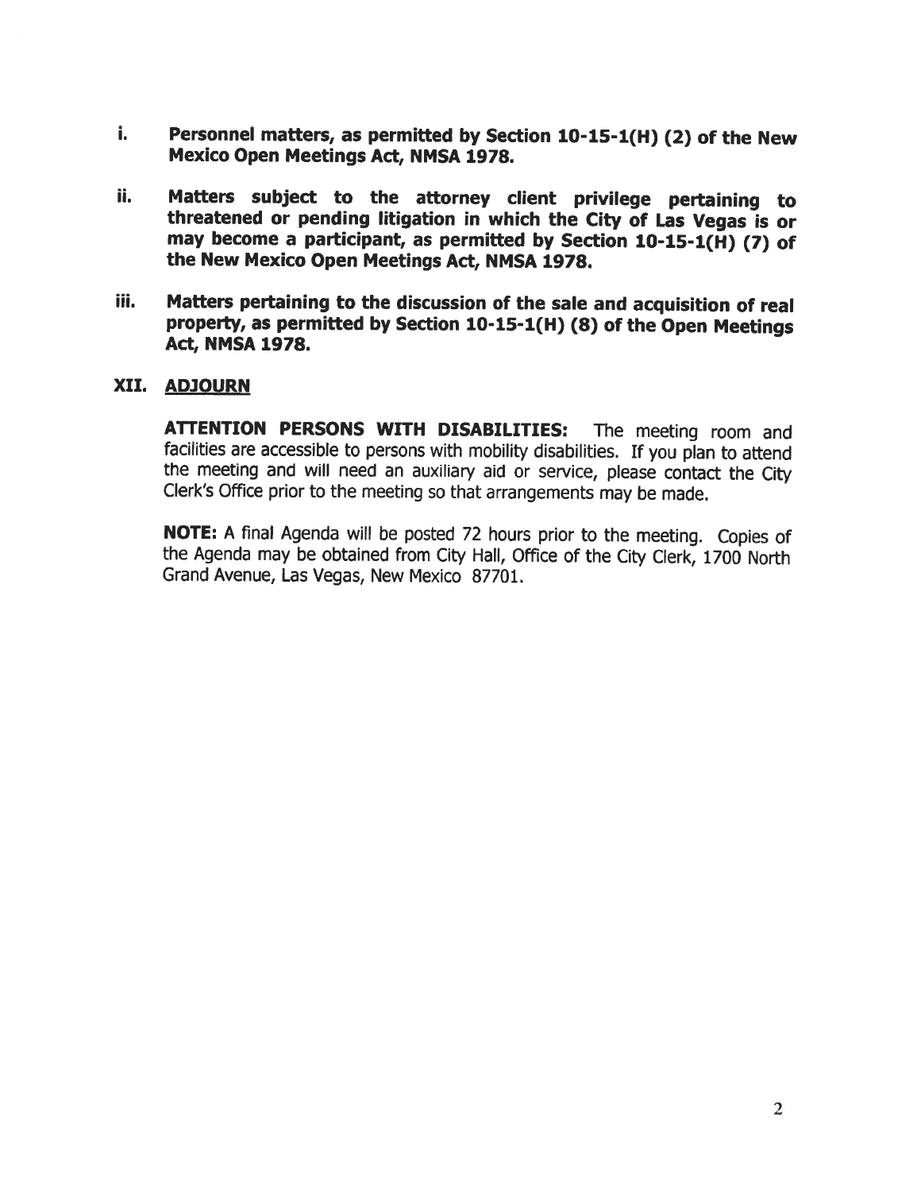i. **Personnel matters, as permitted by Section 10-15-1(H) (2) of the New Mexico Open Meetings Act, NMSA 1978.**

ii. **Matters subject to the attorney client privilege pertaining to threatened or pending litigation in which the City of Las Vegas is or may become a participant, as permitted by Section 10-15-1(H) (7) of the New Mexico Open Meetings Act, NMSA 1978.**

iii. **Matters pertaining to the discussion of the sale and acquisition of real property, as permitted by Section 10-15-1(H) (8) of the Open Meetings Act, NMSA 1978.**

## XII. <u>ADJOURN</u>

**ATTENTION PERSONS WITH DISABILITIES:** The meeting room and facilities are accessible to persons with mobility disabilities. If you plan to attend the meeting and will need an auxiliary aid or service, please contact the City Clerk's Office prior to the meeting so that arrangements may be made.

**NOTE:** A final Agenda will be posted 72 hours prior to the meeting. Copies of the Agenda may be obtained from City Hall, Office of the City Clerk, 1700 North Grand Avenue, Las Vegas, New Mexico 87701.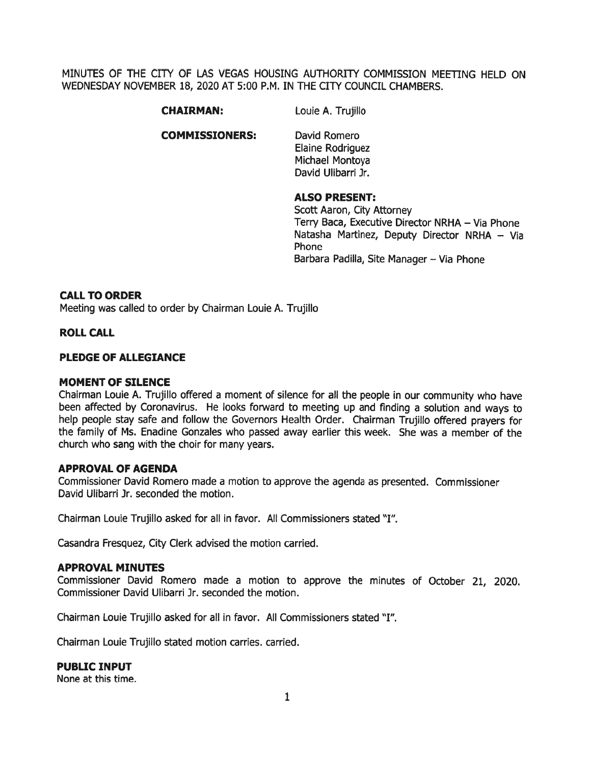MINUTES OF THE CITY OF LAS VEGAS HOUSING AUTHORITY COMMISSION MEETING HELD ON WEDNESDAY NOVEMBER 18, 2020 AT 5:00 P.M. IN THE CITY COUNCIL CHAMBERS.

**CHAIRMAN:** Louie A. Trujillo

**COMMISSIONERS:** David Romero
Elaine Rodriguez
Michael Montoya
David Ulibarri Jr.

**ALSO PRESENT:**
Scott Aaron, City Attorney
Terry Baca, Executive Director NRHA – Via Phone
Natasha Martinez, Deputy Director NRHA – Via Phone
Barbara Padilla, Site Manager – Via Phone

### CALL TO ORDER

Meeting was called to order by Chairman Louie A. Trujillo

### ROLL CALL

### PLEDGE OF ALLEGIANCE

### MOMENT OF SILENCE

Chairman Louie A. Trujillo offered a moment of silence for all the people in our community who have been affected by Coronavirus. He looks forward to meeting up and finding a solution and ways to help people stay safe and follow the Governors Health Order. Chairman Trujillo offered prayers for the family of Ms. Enadine Gonzales who passed away earlier this week. She was a member of the church who sang with the choir for many years.

### APPROVAL OF AGENDA

Commissioner David Romero made a motion to approve the agenda as presented. Commissioner David Ulibarri Jr. seconded the motion.

Chairman Louie Trujillo asked for all in favor. All Commissioners stated "I".

Casandra Fresquez, City Clerk advised the motion carried.

### APPROVAL MINUTES

Commissioner David Romero made a motion to approve the minutes of October 21, 2020. Commissioner David Ulibarri Jr. seconded the motion.

Chairman Louie Trujillo asked for all in favor. All Commissioners stated "I".

Chairman Louie Trujillo stated motion carries. carried.

### PUBLIC INPUT

None at this time.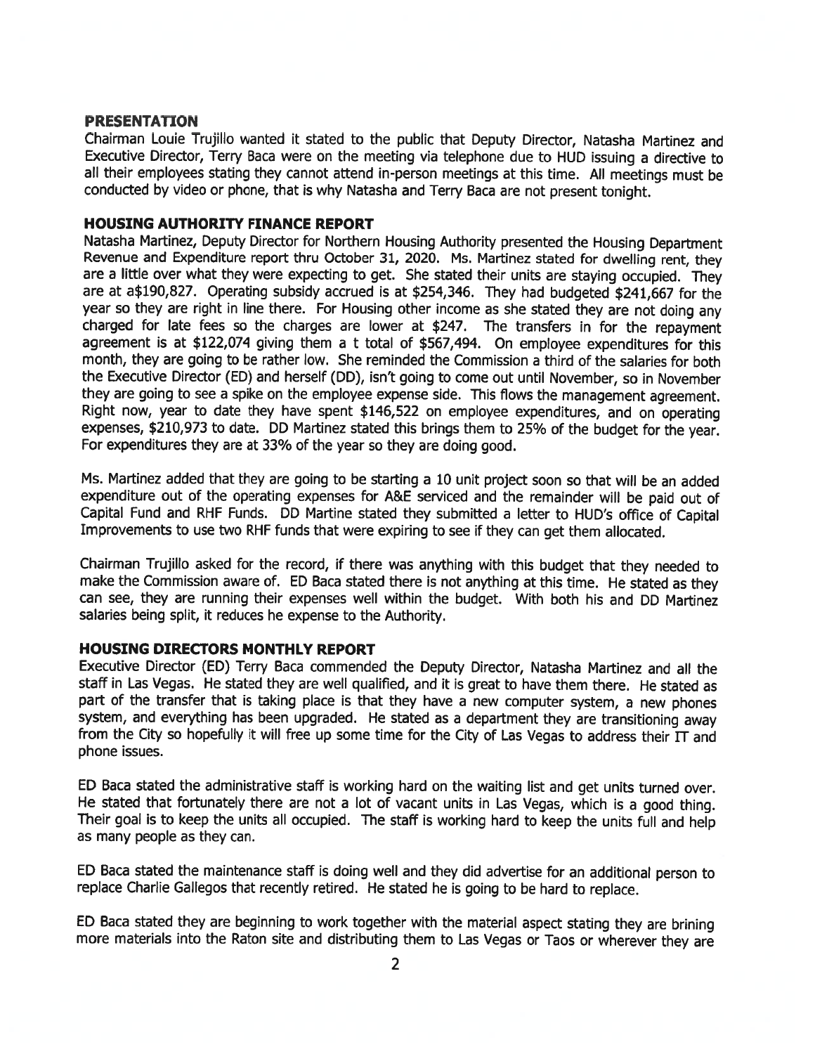## PRESENTATION

Chairman Louie Trujillo wanted it stated to the public that Deputy Director, Natasha Martinez and Executive Director, Terry Baca were on the meeting via telephone due to HUD issuing a directive to all their employees stating they cannot attend in-person meetings at this time. All meetings must be conducted by video or phone, that is why Natasha and Terry Baca are not present tonight.

## HOUSING AUTHORITY FINANCE REPORT

Natasha Martinez, Deputy Director for Northern Housing Authority presented the Housing Department Revenue and Expenditure report thru October 31, 2020. Ms. Martinez stated for dwelling rent, they are a little over what they were expecting to get. She stated their units are staying occupied. They are at a$190,827. Operating subsidy accrued is at $254,346. They had budgeted $241,667 for the year so they are right in line there. For Housing other income as she stated they are not doing any charged for late fees so the charges are lower at $247. The transfers in for the repayment agreement is at $122,074 giving them a t total of $567,494. On employee expenditures for this month, they are going to be rather low. She reminded the Commission a third of the salaries for both the Executive Director (ED) and herself (DD), isn't going to come out until November, so in November they are going to see a spike on the employee expense side. This flows the management agreement. Right now, year to date they have spent $146,522 on employee expenditures, and on operating expenses, $210,973 to date. DD Martinez stated this brings them to 25% of the budget for the year. For expenditures they are at 33% of the year so they are doing good.

Ms. Martinez added that they are going to be starting a 10 unit project soon so that will be an added expenditure out of the operating expenses for A&E serviced and the remainder will be paid out of Capital Fund and RHF Funds. DD Martine stated they submitted a letter to HUD's office of Capital Improvements to use two RHF funds that were expiring to see if they can get them allocated.

Chairman Trujillo asked for the record, if there was anything with this budget that they needed to make the Commission aware of. ED Baca stated there is not anything at this time. He stated as they can see, they are running their expenses well within the budget. With both his and DD Martinez salaries being split, it reduces he expense to the Authority.

## HOUSING DIRECTORS MONTHLY REPORT

Executive Director (ED) Terry Baca commended the Deputy Director, Natasha Martinez and all the staff in Las Vegas. He stated they are well qualified, and it is great to have them there. He stated as part of the transfer that is taking place is that they have a new computer system, a new phones system, and everything has been upgraded. He stated as a department they are transitioning away from the City so hopefully it will free up some time for the City of Las Vegas to address their IT and phone issues.

ED Baca stated the administrative staff is working hard on the waiting list and get units turned over. He stated that fortunately there are not a lot of vacant units in Las Vegas, which is a good thing. Their goal is to keep the units all occupied. The staff is working hard to keep the units full and help as many people as they can.

ED Baca stated the maintenance staff is doing well and they did advertise for an additional person to replace Charlie Gallegos that recently retired. He stated he is going to be hard to replace.

ED Baca stated they are beginning to work together with the material aspect stating they are brining more materials into the Raton site and distributing them to Las Vegas or Taos or wherever they are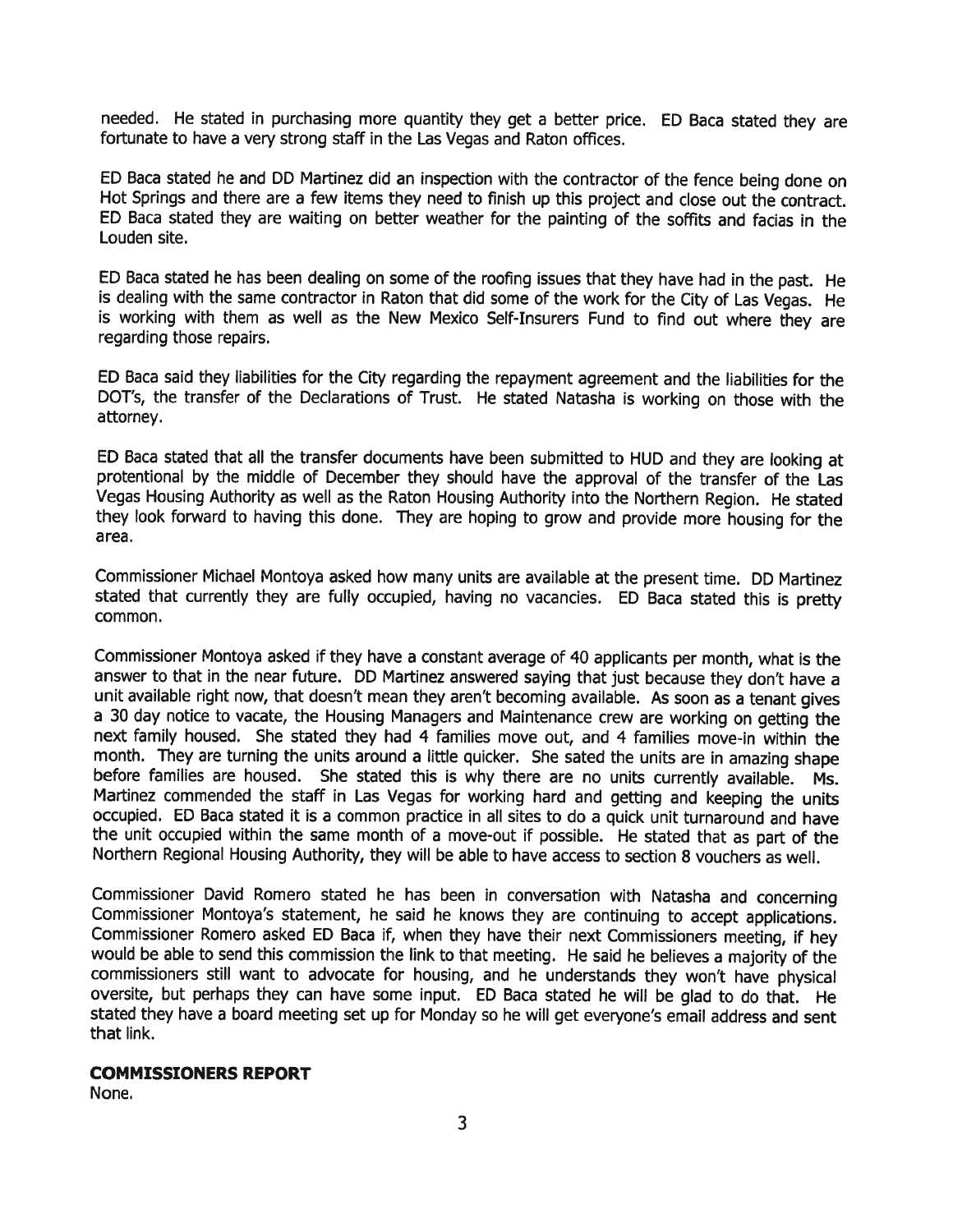needed. He stated in purchasing more quantity they get a better price. ED Baca stated they are fortunate to have a very strong staff in the Las Vegas and Raton offices.

ED Baca stated he and DD Martinez did an inspection with the contractor of the fence being done on Hot Springs and there are a few items they need to finish up this project and close out the contract. ED Baca stated they are waiting on better weather for the painting of the soffits and facias in the Louden site.

ED Baca stated he has been dealing on some of the roofing issues that they have had in the past. He is dealing with the same contractor in Raton that did some of the work for the City of Las Vegas. He is working with them as well as the New Mexico Self-Insurers Fund to find out where they are regarding those repairs.

ED Baca said they liabilities for the City regarding the repayment agreement and the liabilities for the DOT's, the transfer of the Declarations of Trust. He stated Natasha is working on those with the attorney.

ED Baca stated that all the transfer documents have been submitted to HUD and they are looking at protentional by the middle of December they should have the approval of the transfer of the Las Vegas Housing Authority as well as the Raton Housing Authority into the Northern Region. He stated they look forward to having this done. They are hoping to grow and provide more housing for the area.

Commissioner Michael Montoya asked how many units are available at the present time. DD Martinez stated that currently they are fully occupied, having no vacancies. ED Baca stated this is pretty common.

Commissioner Montoya asked if they have a constant average of 40 applicants per month, what is the answer to that in the near future. DD Martinez answered saying that just because they don't have a unit available right now, that doesn't mean they aren't becoming available. As soon as a tenant gives a 30 day notice to vacate, the Housing Managers and Maintenance crew are working on getting the next family housed. She stated they had 4 families move out, and 4 families move-in within the month. They are turning the units around a little quicker. She sated the units are in amazing shape before families are housed. She stated this is why there are no units currently available. Ms. Martinez commended the staff in Las Vegas for working hard and getting and keeping the units occupied. ED Baca stated it is a common practice in all sites to do a quick unit turnaround and have the unit occupied within the same month of a move-out if possible. He stated that as part of the Northern Regional Housing Authority, they will be able to have access to section 8 vouchers as well.

Commissioner David Romero stated he has been in conversation with Natasha and concerning Commissioner Montoya's statement, he said he knows they are continuing to accept applications. Commissioner Romero asked ED Baca if, when they have their next Commissioners meeting, if hey would be able to send this commission the link to that meeting. He said he believes a majority of the commissioners still want to advocate for housing, and he understands they won't have physical oversite, but perhaps they can have some input. ED Baca stated he will be glad to do that. He stated they have a board meeting set up for Monday so he will get everyone's email address and sent that link.

**COMMISSIONERS REPORT**

None.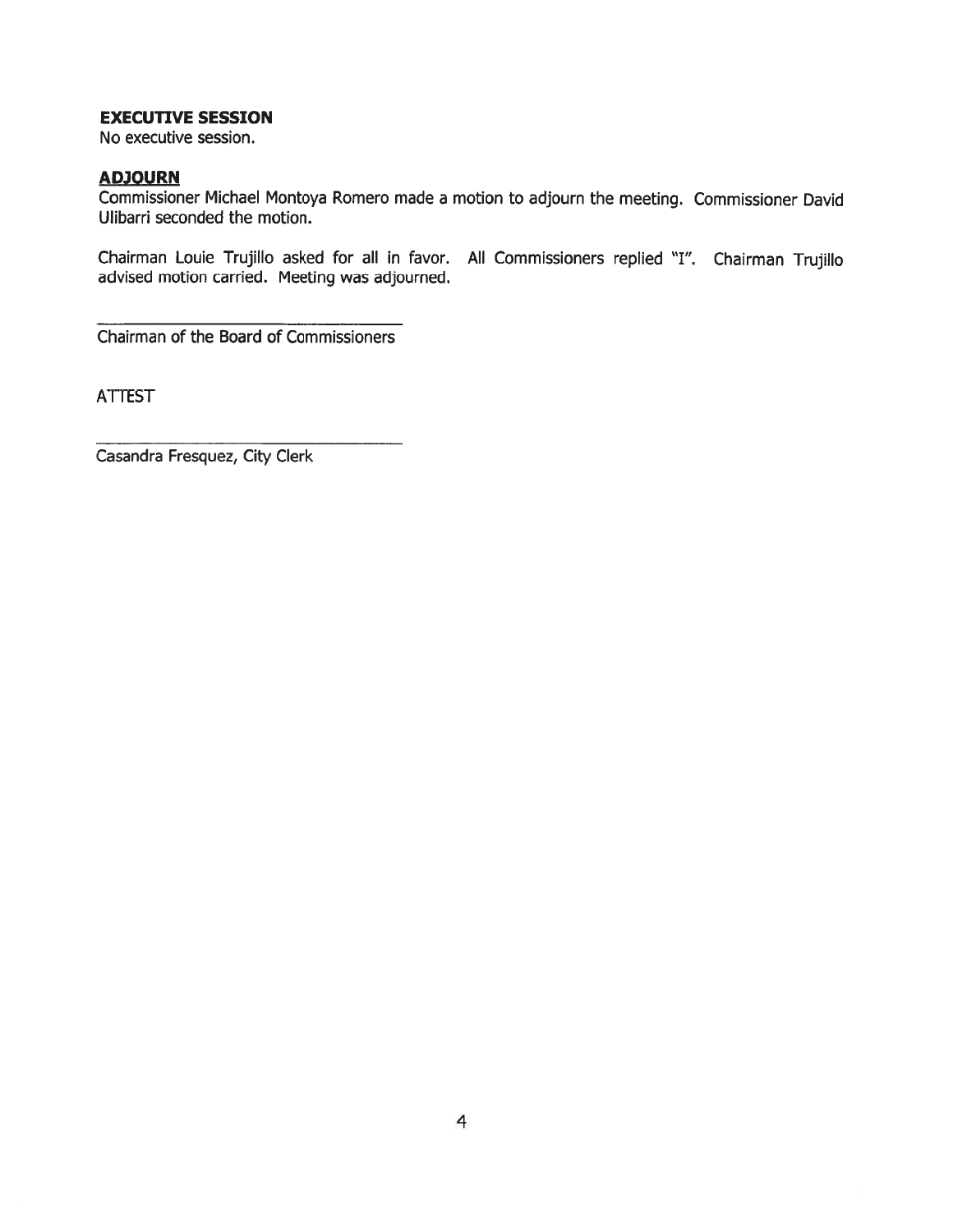**EXECUTIVE SESSION**

No executive session.

**ADJOURN**

Commissioner Michael Montoya Romero made a motion to adjourn the meeting. Commissioner David Ulibarri seconded the motion.

Chairman Louie Trujillo asked for all in favor. All Commissioners replied "I". Chairman Trujillo advised motion carried. Meeting was adjourned.

\_\_\_\_\_\_\_\_\_\_\_\_\_\_\_\_\_\_\_\_\_\_\_\_\_\_\_\_\_\_\_\_\_\_

Chairman of the Board of Commissioners

ATTEST

\_\_\_\_\_\_\_\_\_\_\_\_\_\_\_\_\_\_\_\_\_\_\_\_\_\_\_\_\_\_\_\_\_\_

Casandra Fresquez, City Clerk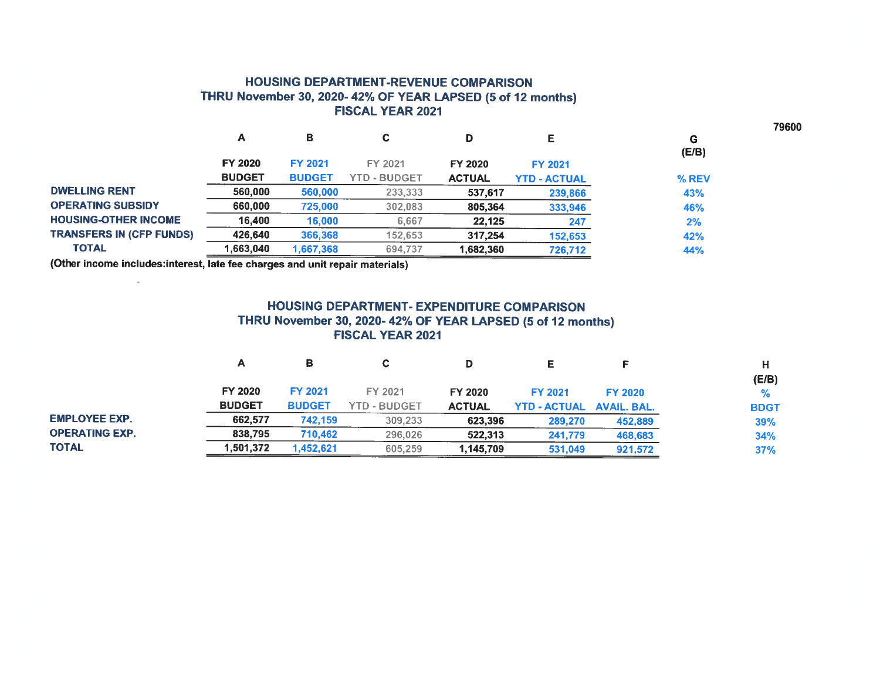79600

## HOUSING DEPARTMENT-REVENUE COMPARISON
### THRU November 30, 2020- 42% OF YEAR LAPSED (5 of 12 months)
### FISCAL YEAR 2021

| | A | B | C | D | E | G |
|---|---|---|---|---|---|---|
| | | | | | | (E/B) |
| | FY 2020 BUDGET | FY 2021 BUDGET | FY 2021 YTD - BUDGET | FY 2020 ACTUAL | FY 2021 YTD - ACTUAL | % REV |
| DWELLING RENT | 560,000 | 560,000 | 233,333 | 537,617 | 239,866 | 43% |
| OPERATING SUBSIDY | 660,000 | 725,000 | 302,083 | 805,364 | 333,946 | 46% |
| HOUSING-OTHER INCOME | 16,400 | 16,000 | 6,667 | 22,125 | 247 | 2% |
| TRANSFERS IN (CFP FUNDS) | 426,640 | 366,368 | 152,653 | 317,254 | 152,653 | 42% |
| TOTAL | 1,663,040 | 1,667,368 | 694,737 | 1,682,360 | 726,712 | 44% |

(Other income includes:interest, late fee charges and unit repair materials)

## HOUSING DEPARTMENT- EXPENDITURE COMPARISON
### THRU November 30, 2020- 42% OF YEAR LAPSED (5 of 12 months)
### FISCAL YEAR 2021

| | A | B | C | D | E | F | H |
|---|---|---|---|---|---|---|---|
| | | | | | | | (E/B) |
| | FY 2020 BUDGET | FY 2021 BUDGET | FY 2021 YTD - BUDGET | FY 2020 ACTUAL | FY 2021 YTD - ACTUAL | FY 2020 AVAIL. BAL. | % BDGT |
| EMPLOYEE EXP. | 662,577 | 742,159 | 309,233 | 623,396 | 289,270 | 452,889 | 39% |
| OPERATING EXP. | 838,795 | 710,462 | 296,026 | 522,313 | 241,779 | 468,683 | 34% |
| TOTAL | 1,501,372 | 1,452,621 | 605,259 | 1,145,709 | 531,049 | 921,572 | 37% |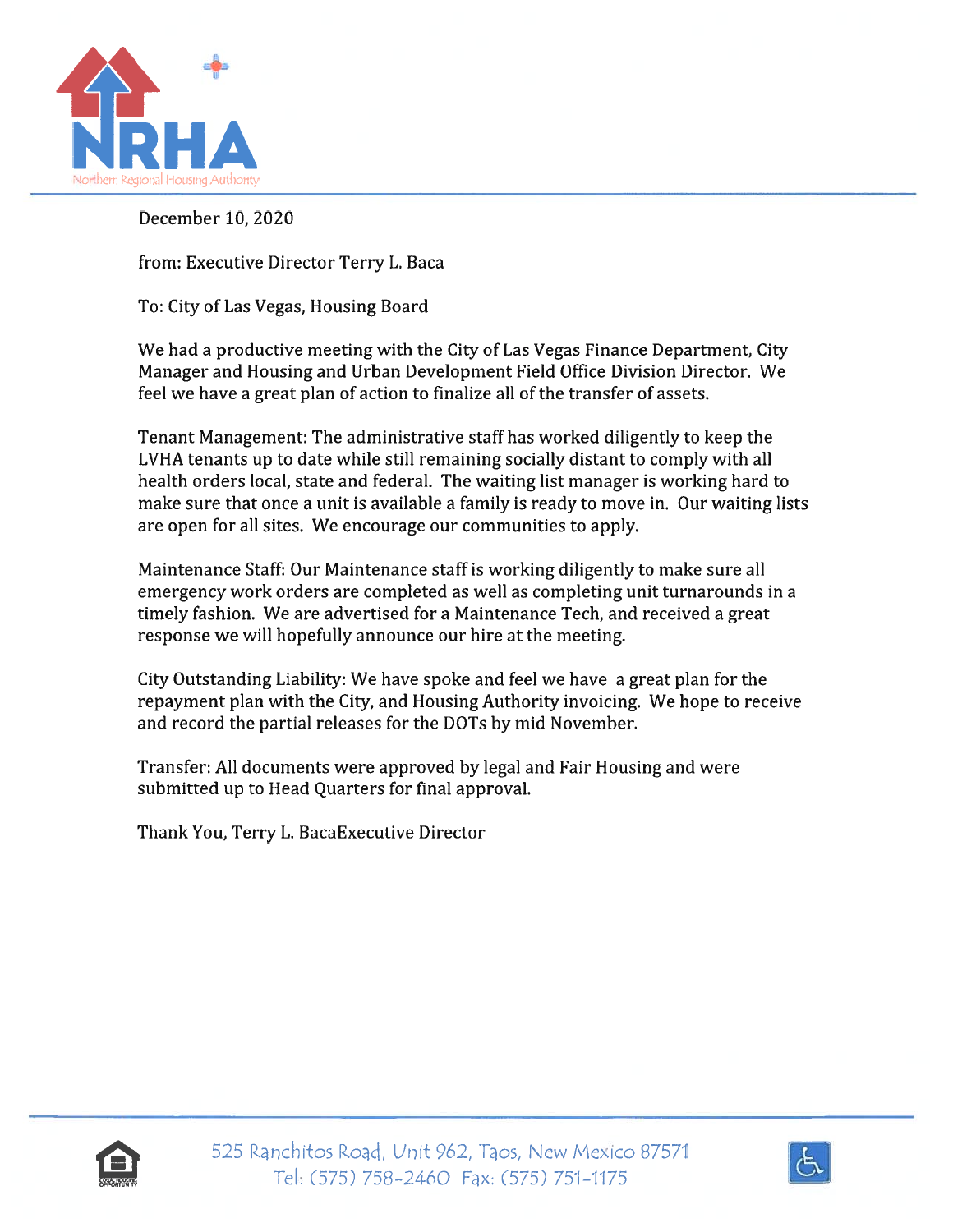December 10, 2020

from: Executive Director Terry L. Baca

To: City of Las Vegas, Housing Board

We had a productive meeting with the City of Las Vegas Finance Department, City Manager and Housing and Urban Development Field Office Division Director. We feel we have a great plan of action to finalize all of the transfer of assets.

Tenant Management: The administrative staff has worked diligently to keep the LVHA tenants up to date while still remaining socially distant to comply with all health orders local, state and federal. The waiting list manager is working hard to make sure that once a unit is available a family is ready to move in. Our waiting lists are open for all sites. We encourage our communities to apply.

Maintenance Staff: Our Maintenance staff is working diligently to make sure all emergency work orders are completed as well as completing unit turnarounds in a timely fashion. We are advertised for a Maintenance Tech, and received a great response we will hopefully announce our hire at the meeting.

City Outstanding Liability: We have spoke and feel we have a great plan for the repayment plan with the City, and Housing Authority invoicing. We hope to receive and record the partial releases for the DOTs by mid November.

Transfer: All documents were approved by legal and Fair Housing and were submitted up to Head Quarters for final approval.

Thank You, Terry L. BacaExecutive Director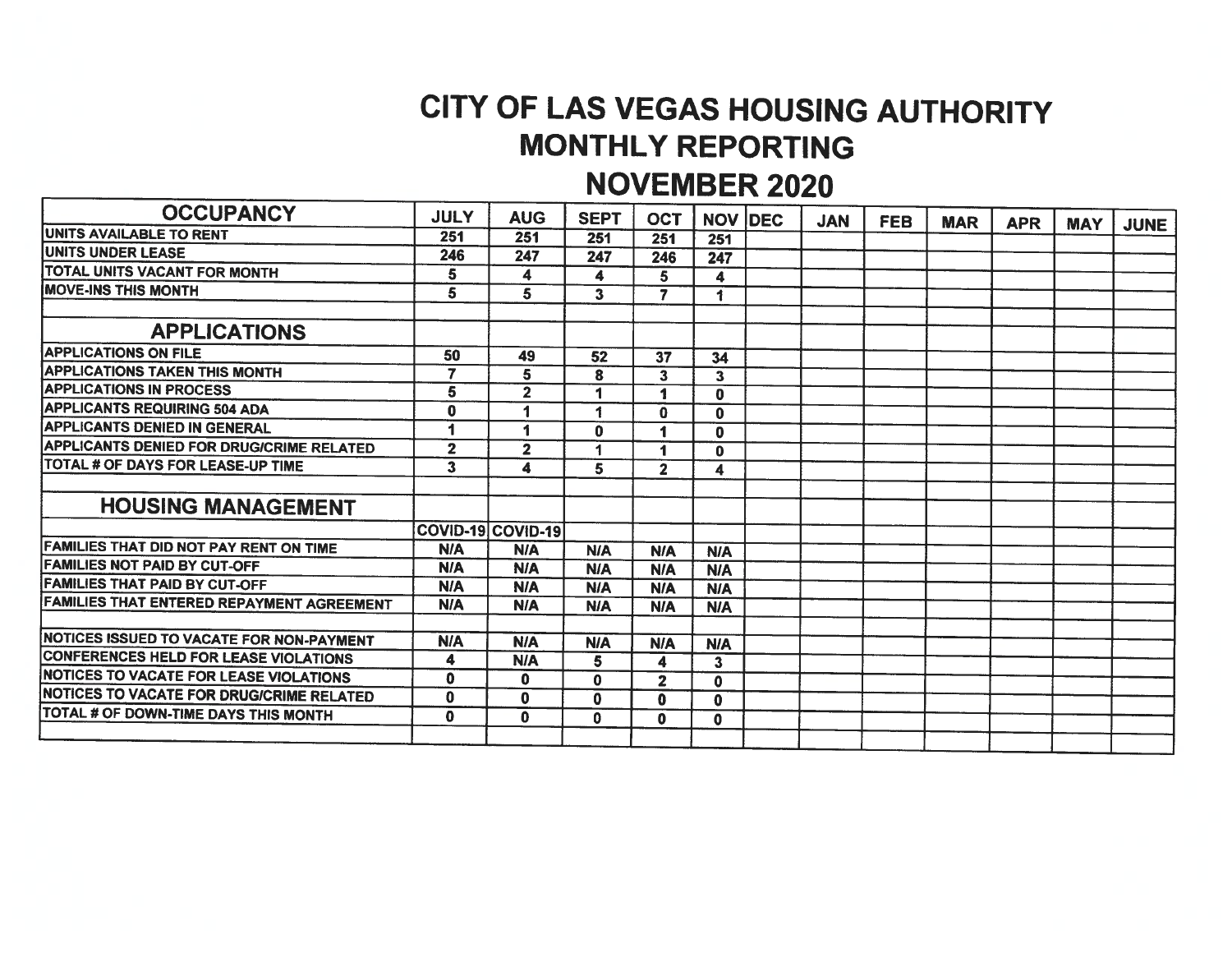# CITY OF LAS VEGAS HOUSING AUTHORITY
## MONTHLY REPORTING
## NOVEMBER 2020

| OCCUPANCY | JULY | AUG | SEPT | OCT | NOV | DEC | JAN | FEB | MAR | APR | MAY | JUNE |
|---|---|---|---|---|---|---|---|---|---|---|---|---|
| UNITS AVAILABLE TO RENT | 251 | 251 | 251 | 251 | 251 | | | | | | | |
| UNITS UNDER LEASE | 246 | 247 | 247 | 246 | 247 | | | | | | | |
| TOTAL UNITS VACANT FOR MONTH | 5 | 4 | 4 | 5 | 4 | | | | | | | |
| MOVE-INS THIS MONTH | 5 | 5 | 3 | 7 | 1 | | | | | | | |
| | | | | | | | | | | | | |
| **APPLICATIONS** | | | | | | | | | | | | |
| APPLICATIONS ON FILE | 50 | 49 | 52 | 37 | 34 | | | | | | | |
| APPLICATIONS TAKEN THIS MONTH | 7 | 5 | 8 | 3 | 3 | | | | | | | |
| APPLICATIONS IN PROCESS | 5 | 2 | 1 | 1 | 0 | | | | | | | |
| APPLICANTS REQUIRING 504 ADA | 0 | 1 | 1 | 0 | 0 | | | | | | | |
| APPLICANTS DENIED IN GENERAL | 1 | 1 | 0 | 1 | 0 | | | | | | | |
| APPLICANTS DENIED FOR DRUG/CRIME RELATED | 2 | 2 | 1 | 1 | 0 | | | | | | | |
| TOTAL # OF DAYS FOR LEASE-UP TIME | 3 | 4 | 5 | 2 | 4 | | | | | | | |
| | | | | | | | | | | | | |
| **HOUSING MANAGEMENT** | | | | | | | | | | | | |
| | COVID-19 | COVID-19 | | | | | | | | | | |
| FAMILIES THAT DID NOT PAY RENT ON TIME | N/A | N/A | N/A | N/A | N/A | | | | | | | |
| FAMILIES NOT PAID BY CUT-OFF | N/A | N/A | N/A | N/A | N/A | | | | | | | |
| FAMILIES THAT PAID BY CUT-OFF | N/A | N/A | N/A | N/A | N/A | | | | | | | |
| FAMILIES THAT ENTERED REPAYMENT AGREEMENT | N/A | N/A | N/A | N/A | N/A | | | | | | | |
| | | | | | | | | | | | | |
| NOTICES ISSUED TO VACATE FOR NON-PAYMENT | N/A | N/A | N/A | N/A | N/A | | | | | | | |
| CONFERENCES HELD FOR LEASE VIOLATIONS | 4 | N/A | 5 | 4 | 3 | | | | | | | |
| NOTICES TO VACATE FOR LEASE VIOLATIONS | 0 | 0 | 0 | 2 | 0 | | | | | | | |
| NOTICES TO VACATE FOR DRUG/CRIME RELATED | 0 | 0 | 0 | 0 | 0 | | | | | | | |
| TOTAL # OF DOWN-TIME DAYS THIS MONTH | 0 | 0 | 0 | 0 | 0 | | | | | | | |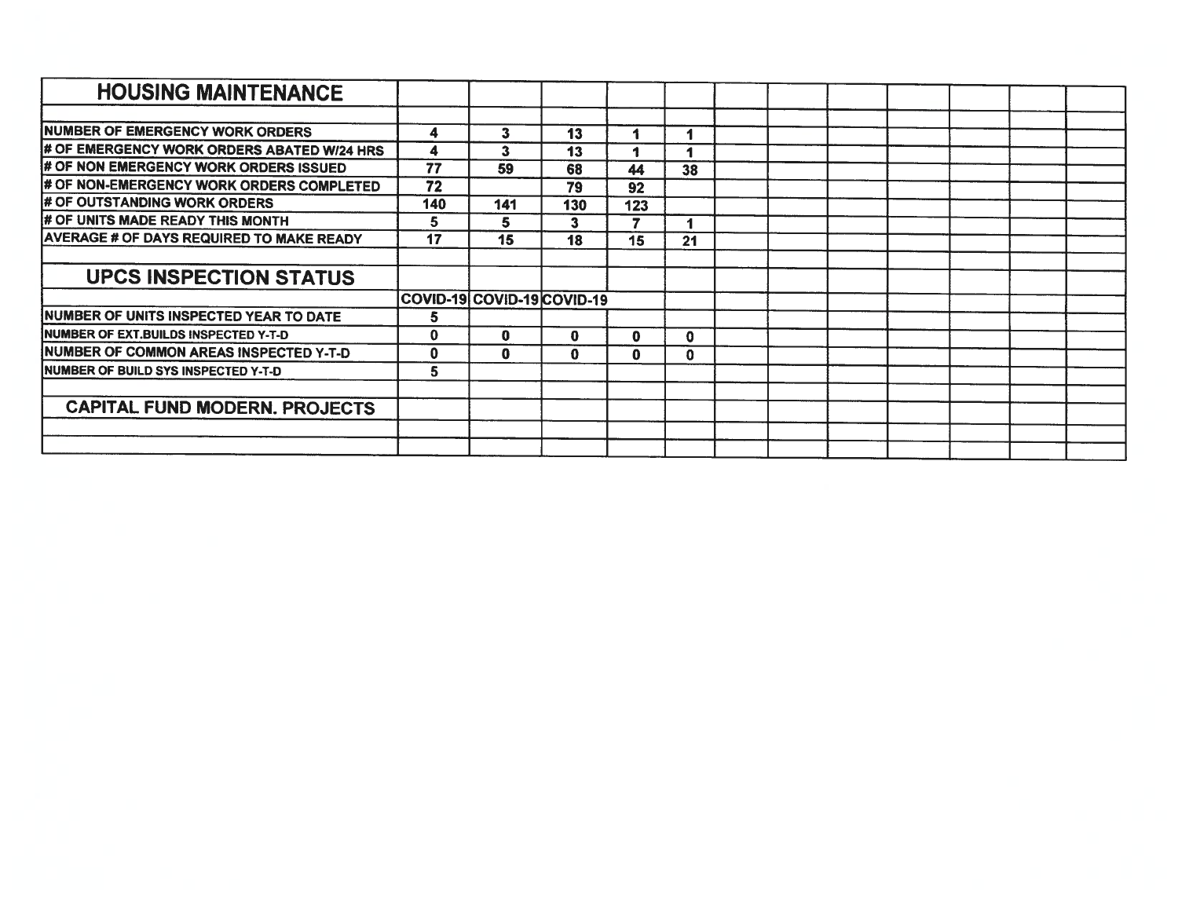| HOUSING MAINTENANCE | | | | | | | | | | | | |
|---|---|---|---|---|---|---|---|---|---|---|---|---|
| | | | | | | | | | | | | |
| NUMBER OF EMERGENCY WORK ORDERS | 4 | 3 | 13 | 1 | 1 | | | | | | | |
| # OF EMERGENCY WORK ORDERS ABATED W/24 HRS | 4 | 3 | 13 | 1 | 1 | | | | | | | |
| # OF NON EMERGENCY WORK ORDERS ISSUED | 77 | 59 | 68 | 44 | 38 | | | | | | | |
| # OF NON-EMERGENCY WORK ORDERS COMPLETED | 72 | | 79 | 92 | | | | | | | | |
| # OF OUTSTANDING WORK ORDERS | 140 | 141 | 130 | 123 | | | | | | | | |
| # OF UNITS MADE READY THIS MONTH | 5 | 5 | 3 | 7 | 1 | | | | | | | |
| AVERAGE # OF DAYS REQUIRED TO MAKE READY | 17 | 15 | 18 | 15 | 21 | | | | | | | |
| | | | | | | | | | | | | |
| **UPCS INSPECTION STATUS** | | | | | | | | | | | | |
| | COVID-19 | COVID-19 | COVID-19 | | | | | | | | | |
| NUMBER OF UNITS INSPECTED YEAR TO DATE | 5 | | | | | | | | | | | |
| NUMBER OF EXT.BUILDS INSPECTED Y-T-D | 0 | 0 | 0 | 0 | 0 | | | | | | | |
| NUMBER OF COMMON AREAS INSPECTED Y-T-D | 0 | 0 | 0 | 0 | 0 | | | | | | | |
| NUMBER OF BUILD SYS INSPECTED Y-T-D | 5 | | | | | | | | | | | |
| | | | | | | | | | | | | |
| **CAPITAL FUND MODERN. PROJECTS** | | | | | | | | | | | | |
| | | | | | | | | | | | | |
| | | | | | | | | | | | | |